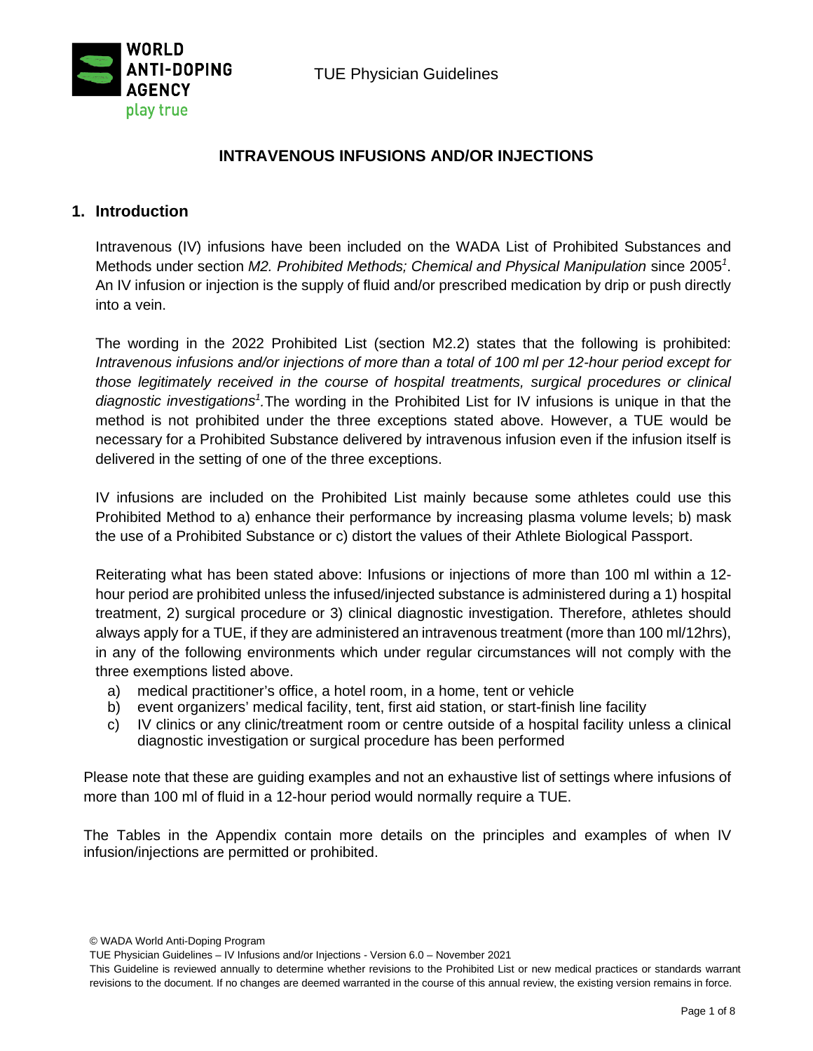# INTRAVENOUS INFUSIONS AND/OR INJECTIONS

## 1. Introduction

Intravenous (IV) infusions have been included on the WADA List of Prohibited Substances and Methods under section *M2. Prohibited Methods; Chemical and Physical Manipulation* since 2005[1]. An IV infusion or injection is the supply of fluid and/or prescribed medication by drip or push directly into a vein.

The wording in the 2022 Prohibited List (section M2.2) states that the following is prohibited: *Intravenous infusions and/or injections of more than a total of 100 ml per 12-hour period except for those legitimately received in the course of hospital treatments, surgical procedures or clinical diagnostic investigations[1].* The wording in the Prohibited List for IV infusions is unique in that the method is not prohibited under the three exceptions stated above. However, a TUE would be necessary for a Prohibited Substance delivered by intravenous infusion even if the infusion itself is delivered in the setting of one of the three exceptions.

IV infusions are included on the Prohibited List mainly because some athletes could use this Prohibited Method to a) enhance their performance by increasing plasma volume levels; b) mask the use of a Prohibited Substance or c) distort the values of their Athlete Biological Passport.

Reiterating what has been stated above: Infusions or injections of more than 100 ml within a 12-hour period are prohibited unless the infused/injected substance is administered during a 1) hospital treatment, 2) surgical procedure or 3) clinical diagnostic investigation. Therefore, athletes should always apply for a TUE, if they are administered an intravenous treatment (more than 100 ml/12hrs), in any of the following environments which under regular circumstances will not comply with the three exemptions listed above.

a) medical practitioner's office, a hotel room, in a home, tent or vehicle
b) event organizers' medical facility, tent, first aid station, or start-finish line facility
c) IV clinics or any clinic/treatment room or centre outside of a hospital facility unless a clinical diagnostic investigation or surgical procedure has been performed

Please note that these are guiding examples and not an exhaustive list of settings where infusions of more than 100 ml of fluid in a 12-hour period would normally require a TUE.

The Tables in the Appendix contain more details on the principles and examples of when IV infusion/injections are permitted or prohibited.

© WADA World Anti-Doping Program

TUE Physician Guidelines – IV Infusions and/or Injections - Version 6.0 – November 2021

This Guideline is reviewed annually to determine whether revisions to the Prohibited List or new medical practices or standards warrant revisions to the document. If no changes are deemed warranted in the course of this annual review, the existing version remains in force.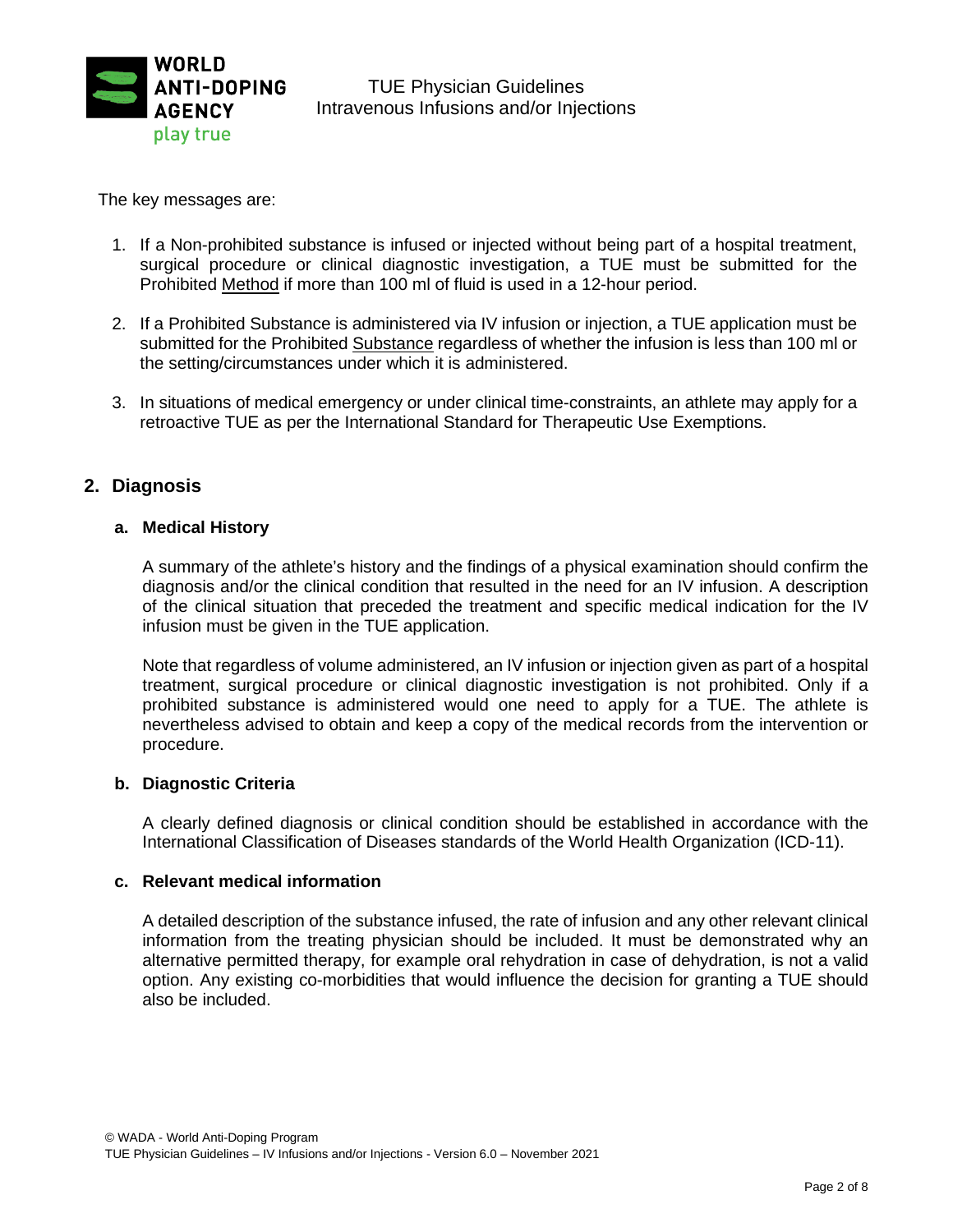The key messages are:

1. If a Non-prohibited substance is infused or injected without being part of a hospital treatment, surgical procedure or clinical diagnostic investigation, a TUE must be submitted for the Prohibited <u>Method</u> if more than 100 ml of fluid is used in a 12-hour period.

2. If a Prohibited Substance is administered via IV infusion or injection, a TUE application must be submitted for the Prohibited <u>Substance</u> regardless of whether the infusion is less than 100 ml or the setting/circumstances under which it is administered.

3. In situations of medical emergency or under clinical time-constraints, an athlete may apply for a retroactive TUE as per the International Standard for Therapeutic Use Exemptions.

## 2. Diagnosis

### a. Medical History

A summary of the athlete's history and the findings of a physical examination should confirm the diagnosis and/or the clinical condition that resulted in the need for an IV infusion. A description of the clinical situation that preceded the treatment and specific medical indication for the IV infusion must be given in the TUE application.

Note that regardless of volume administered, an IV infusion or injection given as part of a hospital treatment, surgical procedure or clinical diagnostic investigation is not prohibited. Only if a prohibited substance is administered would one need to apply for a TUE. The athlete is nevertheless advised to obtain and keep a copy of the medical records from the intervention or procedure.

### b. Diagnostic Criteria

A clearly defined diagnosis or clinical condition should be established in accordance with the International Classification of Diseases standards of the World Health Organization (ICD-11).

### c. Relevant medical information

A detailed description of the substance infused, the rate of infusion and any other relevant clinical information from the treating physician should be included. It must be demonstrated why an alternative permitted therapy, for example oral rehydration in case of dehydration, is not a valid option. Any existing co-morbidities that would influence the decision for granting a TUE should also be included.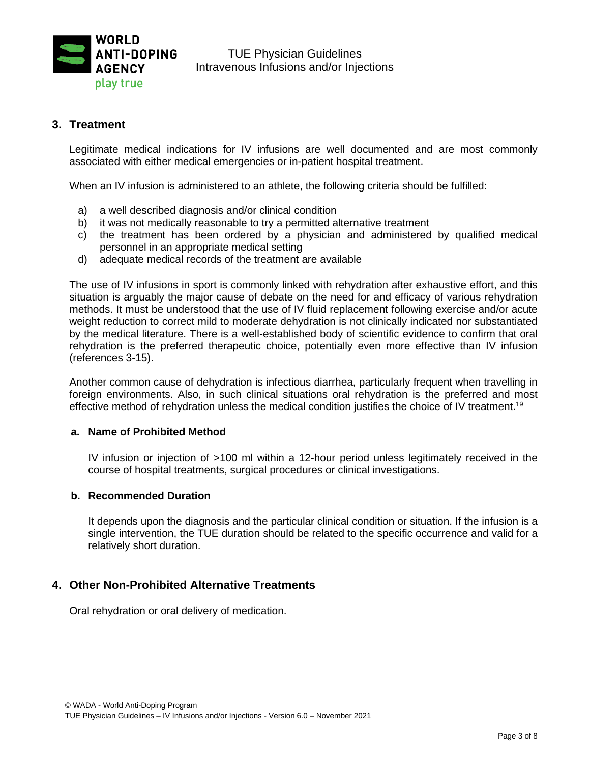## 3. Treatment

Legitimate medical indications for IV infusions are well documented and are most commonly associated with either medical emergencies or in-patient hospital treatment.

When an IV infusion is administered to an athlete, the following criteria should be fulfilled:

a) a well described diagnosis and/or clinical condition
b) it was not medically reasonable to try a permitted alternative treatment
c) the treatment has been ordered by a physician and administered by qualified medical personnel in an appropriate medical setting
d) adequate medical records of the treatment are available

The use of IV infusions in sport is commonly linked with rehydration after exhaustive effort, and this situation is arguably the major cause of debate on the need for and efficacy of various rehydration methods. It must be understood that the use of IV fluid replacement following exercise and/or acute weight reduction to correct mild to moderate dehydration is not clinically indicated nor substantiated by the medical literature. There is a well-established body of scientific evidence to confirm that oral rehydration is the preferred therapeutic choice, potentially even more effective than IV infusion (references 3-15).

Another common cause of dehydration is infectious diarrhea, particularly frequent when travelling in foreign environments. Also, in such clinical situations oral rehydration is the preferred and most effective method of rehydration unless the medical condition justifies the choice of IV treatment.[19]

### a. Name of Prohibited Method

IV infusion or injection of >100 ml within a 12-hour period unless legitimately received in the course of hospital treatments, surgical procedures or clinical investigations.

### b. Recommended Duration

It depends upon the diagnosis and the particular clinical condition or situation. If the infusion is a single intervention, the TUE duration should be related to the specific occurrence and valid for a relatively short duration.

## 4. Other Non-Prohibited Alternative Treatments

Oral rehydration or oral delivery of medication.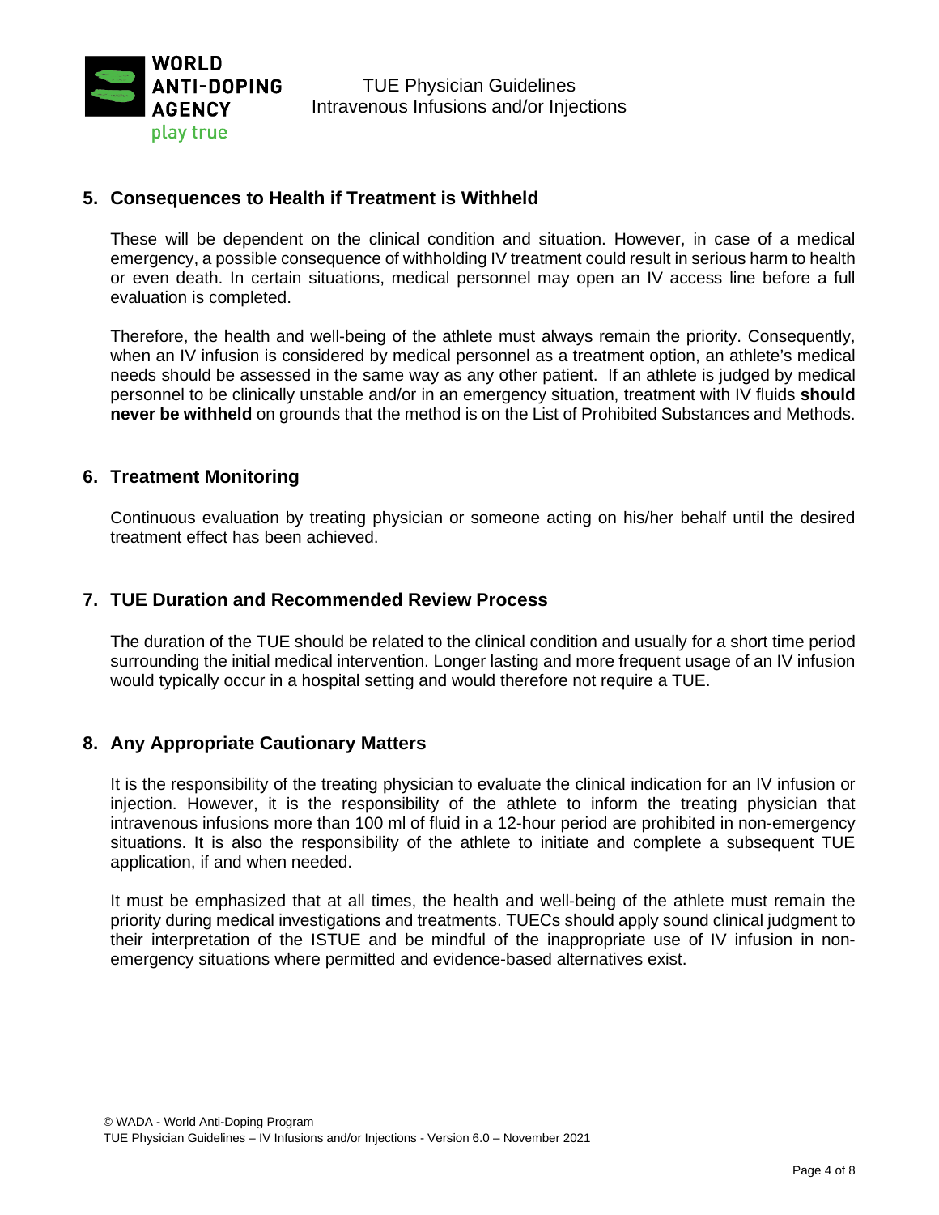## 5. Consequences to Health if Treatment is Withheld

These will be dependent on the clinical condition and situation. However, in case of a medical emergency, a possible consequence of withholding IV treatment could result in serious harm to health or even death. In certain situations, medical personnel may open an IV access line before a full evaluation is completed.

Therefore, the health and well-being of the athlete must always remain the priority. Consequently, when an IV infusion is considered by medical personnel as a treatment option, an athlete's medical needs should be assessed in the same way as any other patient. If an athlete is judged by medical personnel to be clinically unstable and/or in an emergency situation, treatment with IV fluids **should never be withheld** on grounds that the method is on the List of Prohibited Substances and Methods.

## 6. Treatment Monitoring

Continuous evaluation by treating physician or someone acting on his/her behalf until the desired treatment effect has been achieved.

## 7. TUE Duration and Recommended Review Process

The duration of the TUE should be related to the clinical condition and usually for a short time period surrounding the initial medical intervention. Longer lasting and more frequent usage of an IV infusion would typically occur in a hospital setting and would therefore not require a TUE.

## 8. Any Appropriate Cautionary Matters

It is the responsibility of the treating physician to evaluate the clinical indication for an IV infusion or injection. However, it is the responsibility of the athlete to inform the treating physician that intravenous infusions more than 100 ml of fluid in a 12-hour period are prohibited in non-emergency situations. It is also the responsibility of the athlete to initiate and complete a subsequent TUE application, if and when needed.

It must be emphasized that at all times, the health and well-being of the athlete must remain the priority during medical investigations and treatments. TUECs should apply sound clinical judgment to their interpretation of the ISTUE and be mindful of the inappropriate use of IV infusion in non-emergency situations where permitted and evidence-based alternatives exist.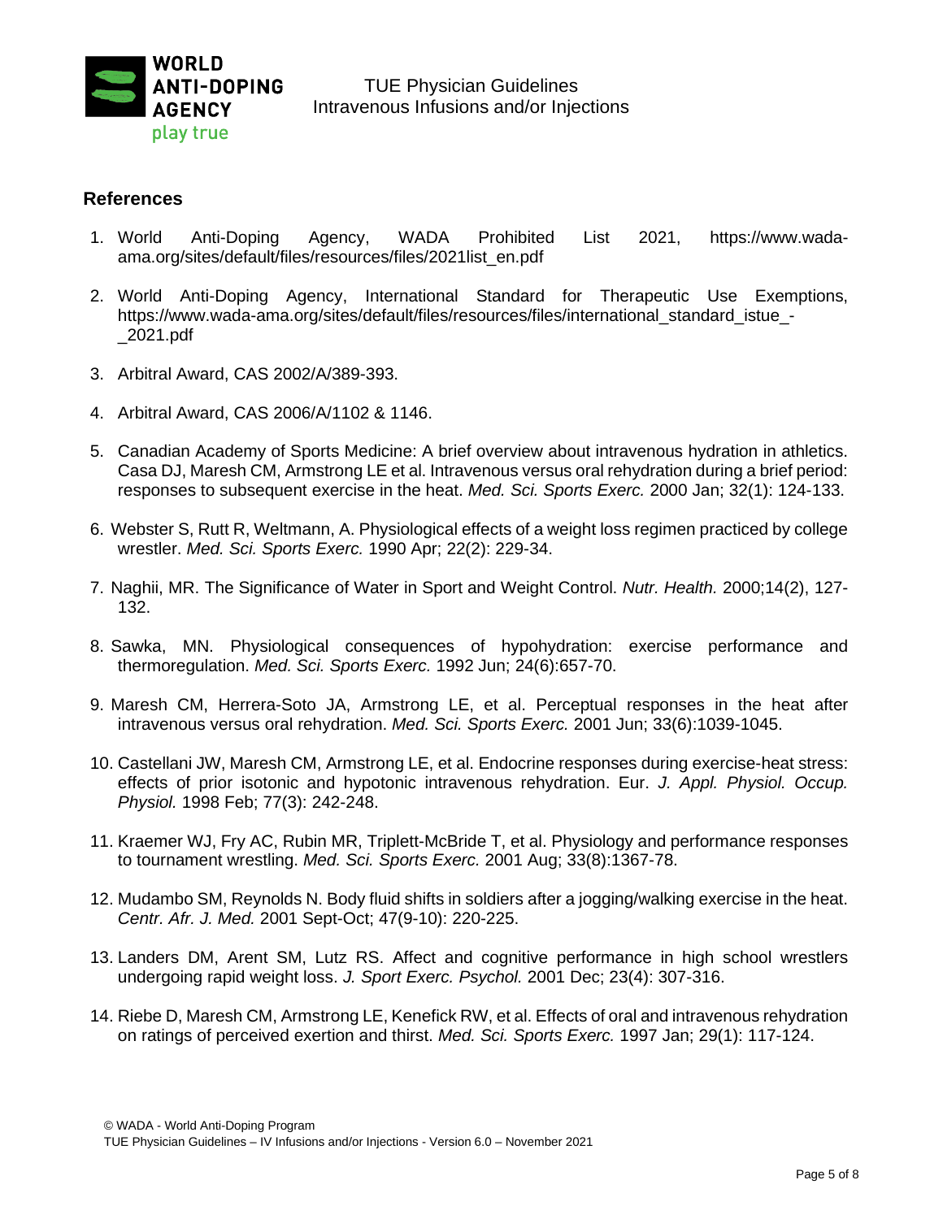## References

1. World Anti-Doping Agency, WADA Prohibited List 2021, https://www.wada-ama.org/sites/default/files/resources/files/2021list_en.pdf

2. World Anti-Doping Agency, International Standard for Therapeutic Use Exemptions, https://www.wada-ama.org/sites/default/files/resources/files/international_standard_istue_-_2021.pdf

3. Arbitral Award, CAS 2002/A/389-393.

4. Arbitral Award, CAS 2006/A/1102 & 1146.

5. Canadian Academy of Sports Medicine: A brief overview about intravenous hydration in athletics. Casa DJ, Maresh CM, Armstrong LE et al. Intravenous versus oral rehydration during a brief period: responses to subsequent exercise in the heat. *Med. Sci. Sports Exerc.* 2000 Jan; 32(1): 124-133.

6. Webster S, Rutt R, Weltmann, A. Physiological effects of a weight loss regimen practiced by college wrestler. *Med. Sci. Sports Exerc.* 1990 Apr; 22(2): 229-34.

7. Naghii, MR. The Significance of Water in Sport and Weight Control. *Nutr. Health.* 2000;14(2), 127-132.

8. Sawka, MN. Physiological consequences of hypohydration: exercise performance and thermoregulation. *Med. Sci. Sports Exerc.* 1992 Jun; 24(6):657-70.

9. Maresh CM, Herrera-Soto JA, Armstrong LE, et al. Perceptual responses in the heat after intravenous versus oral rehydration. *Med. Sci. Sports Exerc.* 2001 Jun; 33(6):1039-1045.

10. Castellani JW, Maresh CM, Armstrong LE, et al. Endocrine responses during exercise-heat stress: effects of prior isotonic and hypotonic intravenous rehydration. Eur. *J. Appl. Physiol. Occup. Physiol.* 1998 Feb; 77(3): 242-248.

11. Kraemer WJ, Fry AC, Rubin MR, Triplett-McBride T, et al. Physiology and performance responses to tournament wrestling. *Med. Sci. Sports Exerc.* 2001 Aug; 33(8):1367-78.

12. Mudambo SM, Reynolds N. Body fluid shifts in soldiers after a jogging/walking exercise in the heat. *Centr. Afr. J. Med.* 2001 Sept-Oct; 47(9-10): 220-225.

13. Landers DM, Arent SM, Lutz RS. Affect and cognitive performance in high school wrestlers undergoing rapid weight loss. *J. Sport Exerc. Psychol.* 2001 Dec; 23(4): 307-316.

14. Riebe D, Maresh CM, Armstrong LE, Kenefick RW, et al. Effects of oral and intravenous rehydration on ratings of perceived exertion and thirst. *Med. Sci. Sports Exerc.* 1997 Jan; 29(1): 117-124.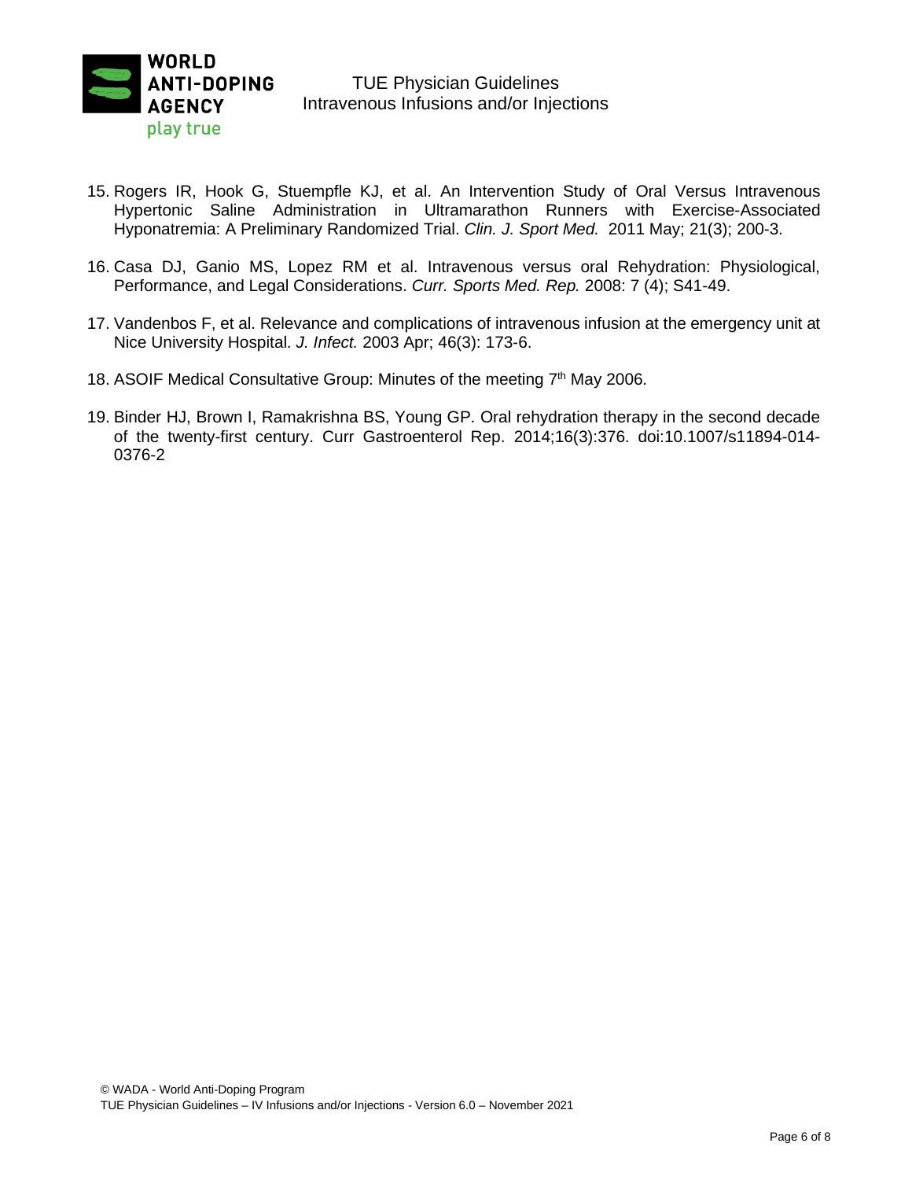15. Rogers IR, Hook G, Stuempfle KJ, et al. An Intervention Study of Oral Versus Intravenous Hypertonic Saline Administration in Ultramarathon Runners with Exercise-Associated Hyponatremia: A Preliminary Randomized Trial. *Clin. J. Sport Med.* 2011 May; 21(3); 200-3.

16. Casa DJ, Ganio MS, Lopez RM et al. Intravenous versus oral Rehydration: Physiological, Performance, and Legal Considerations. *Curr. Sports Med. Rep.* 2008: 7 (4); S41-49.

17. Vandenbos F, et al. Relevance and complications of intravenous infusion at the emergency unit at Nice University Hospital. *J. Infect.* 2003 Apr; 46(3): 173-6.

18. ASOIF Medical Consultative Group: Minutes of the meeting 7th May 2006.

19. Binder HJ, Brown I, Ramakrishna BS, Young GP. Oral rehydration therapy in the second decade of the twenty-first century. Curr Gastroenterol Rep. 2014;16(3):376. doi:10.1007/s11894-014-0376-2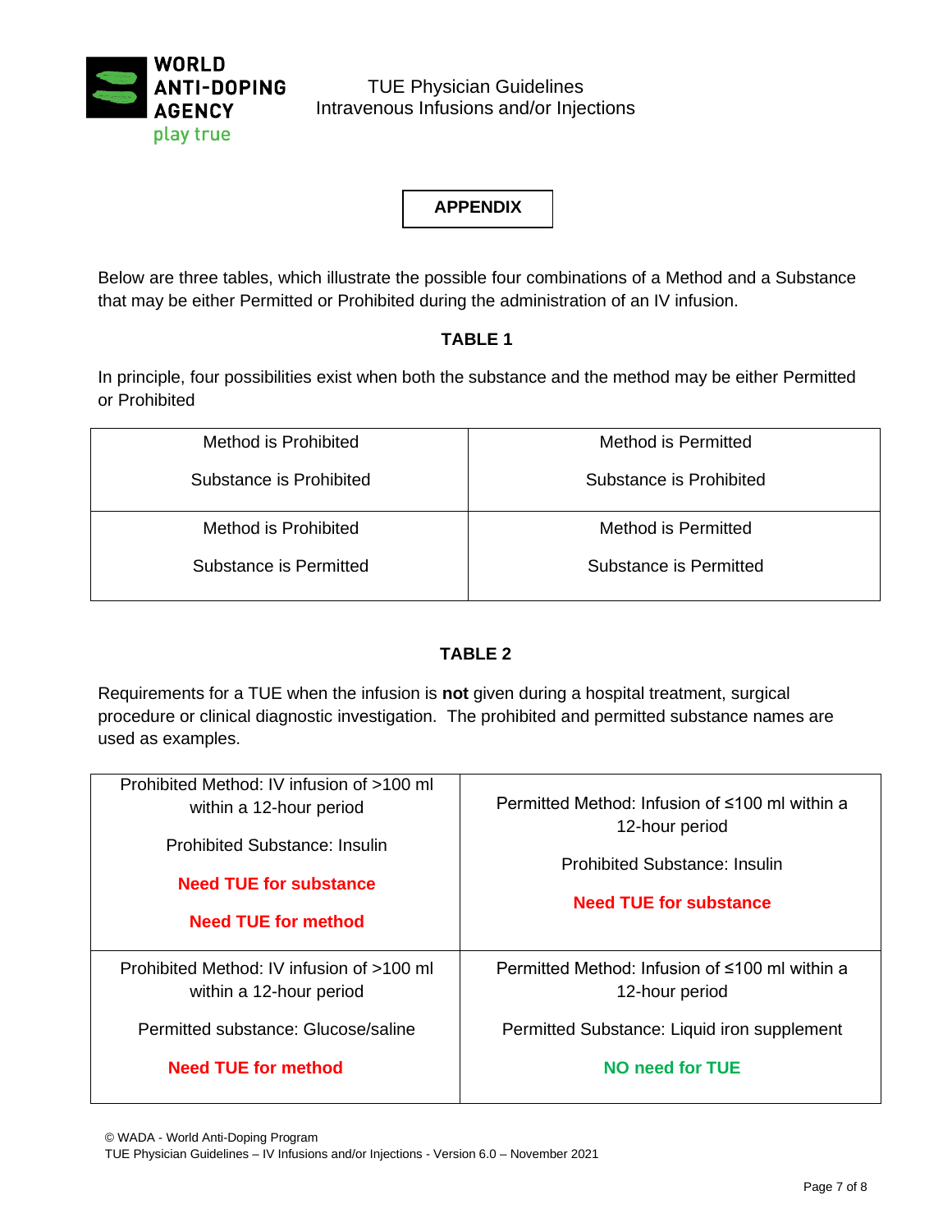## APPENDIX

Below are three tables, which illustrate the possible four combinations of a Method and a Substance that may be either Permitted or Prohibited during the administration of an IV infusion.

### TABLE 1

In principle, four possibilities exist when both the substance and the method may be either Permitted or Prohibited

| | |
|---|---|
| Method is Prohibited<br><br>Substance is Prohibited | Method is Permitted<br><br>Substance is Prohibited |
| Method is Prohibited<br><br>Substance is Permitted | Method is Permitted<br><br>Substance is Permitted |

### TABLE 2

Requirements for a TUE when the infusion is **not** given during a hospital treatment, surgical procedure or clinical diagnostic investigation. The prohibited and permitted substance names are used as examples.

| | |
|---|---|
| Prohibited Method: IV infusion of >100 ml within a 12-hour period<br><br>Prohibited Substance: Insulin<br><br>**Need TUE for substance**<br><br>**Need TUE for method** | Permitted Method: Infusion of ≤100 ml within a 12-hour period<br><br>Prohibited Substance: Insulin<br><br>**Need TUE for substance** |
| Prohibited Method: IV infusion of >100 ml within a 12-hour period<br><br>Permitted substance: Glucose/saline<br><br>**Need TUE for method** | Permitted Method: Infusion of ≤100 ml within a 12-hour period<br><br>Permitted Substance: Liquid iron supplement<br><br>**NO need for TUE** |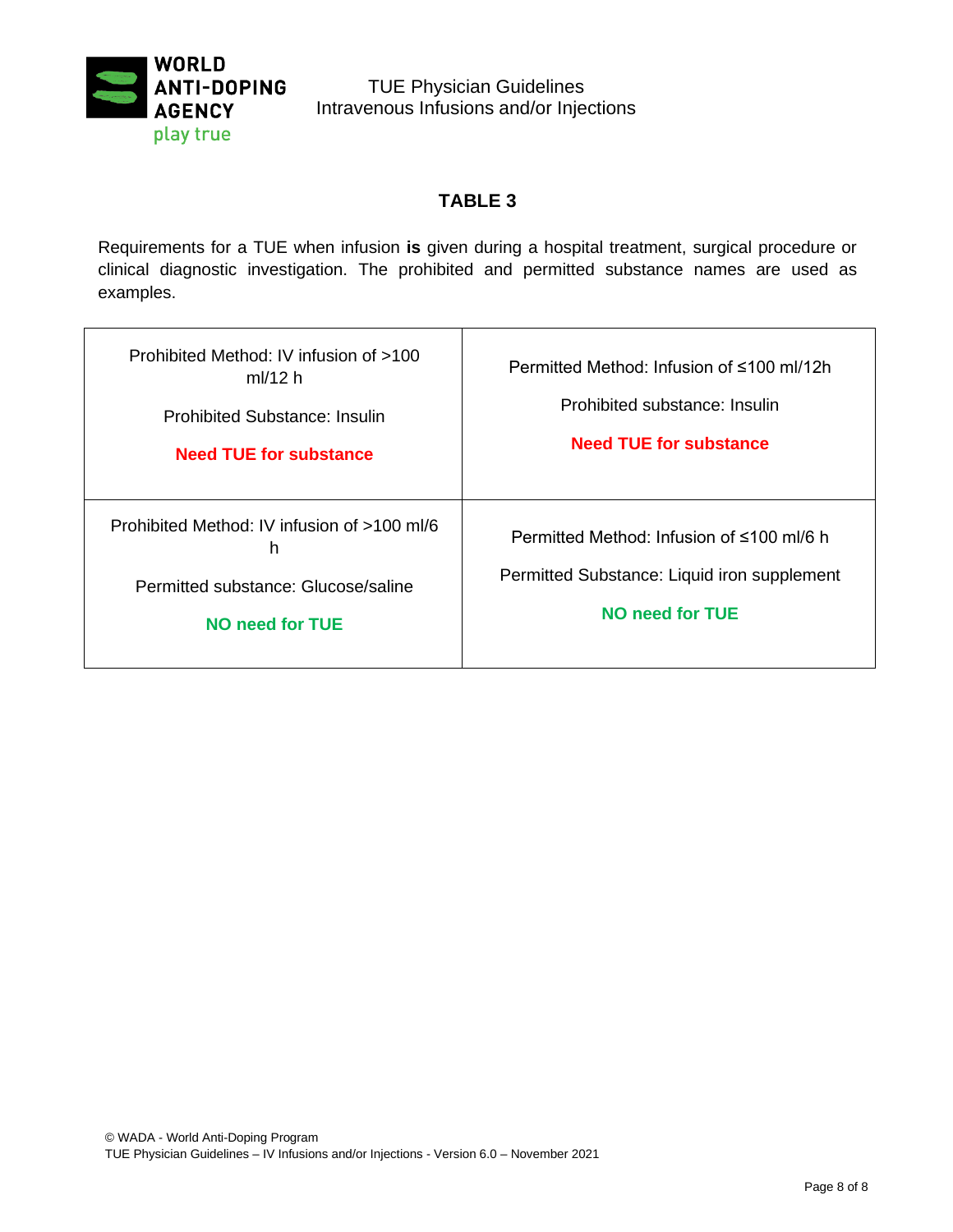## TABLE 3

Requirements for a TUE when infusion **is** given during a hospital treatment, surgical procedure or clinical diagnostic investigation. The prohibited and permitted substance names are used as examples.

| | |
|---|---|
| Prohibited Method: IV infusion of >100 ml/12 h<br><br>Prohibited Substance: Insulin<br><br>**Need TUE for substance** | Permitted Method: Infusion of ≤100 ml/12h<br><br>Prohibited substance: Insulin<br><br>**Need TUE for substance** |
| Prohibited Method: IV infusion of >100 ml/6 h<br><br>Permitted substance: Glucose/saline<br><br>**NO need for TUE** | Permitted Method: Infusion of ≤100 ml/6 h<br><br>Permitted Substance: Liquid iron supplement<br><br>**NO need for TUE** |

© WADA - World Anti-Doping Program
TUE Physician Guidelines – IV Infusions and/or Injections - Version 6.0 – November 2021